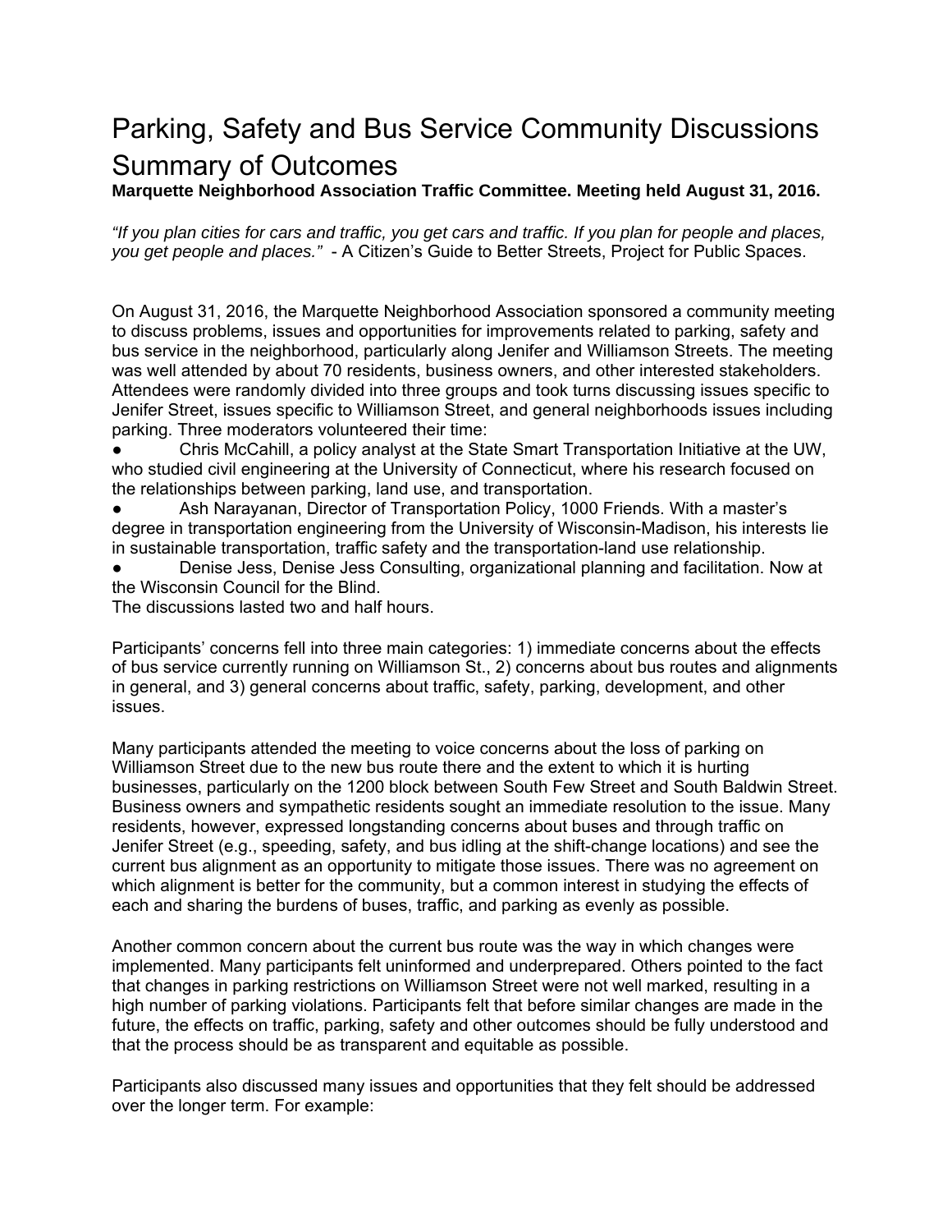# Parking, Safety and Bus Service Community Discussions Summary of Outcomes

**Marquette Neighborhood Association Traffic Committee. Meeting held August 31, 2016.**

*"If you plan cities for cars and traffic, you get cars and traffic. If you plan for people and places, you get people and places."* - A Citizen's Guide to Better Streets, Project for Public Spaces.

On August 31, 2016, the Marquette Neighborhood Association sponsored a community meeting to discuss problems, issues and opportunities for improvements related to parking, safety and bus service in the neighborhood, particularly along Jenifer and Williamson Streets. The meeting was well attended by about 70 residents, business owners, and other interested stakeholders. Attendees were randomly divided into three groups and took turns discussing issues specific to Jenifer Street, issues specific to Williamson Street, and general neighborhoods issues including parking. Three moderators volunteered their time:

- Chris McCahill, a policy analyst at the State Smart Transportation Initiative at the UW, who studied civil engineering at the University of Connecticut, where his research focused on the relationships between parking, land use, and transportation.
- Ash Narayanan, Director of Transportation Policy, 1000 Friends. With a master's degree in transportation engineering from the University of Wisconsin-Madison, his interests lie in sustainable transportation, traffic safety and the transportation-land use relationship.
- Denise Jess, Denise Jess Consulting, organizational planning and facilitation. Now at the Wisconsin Council for the Blind.

The discussions lasted two and half hours.

Participants' concerns fell into three main categories: 1) immediate concerns about the effects of bus service currently running on Williamson St., 2) concerns about bus routes and alignments in general, and 3) general concerns about traffic, safety, parking, development, and other issues.

Many participants attended the meeting to voice concerns about the loss of parking on Williamson Street due to the new bus route there and the extent to which it is hurting businesses, particularly on the 1200 block between South Few Street and South Baldwin Street. Business owners and sympathetic residents sought an immediate resolution to the issue. Many residents, however, expressed longstanding concerns about buses and through traffic on Jenifer Street (e.g., speeding, safety, and bus idling at the shift-change locations) and see the current bus alignment as an opportunity to mitigate those issues. There was no agreement on which alignment is better for the community, but a common interest in studying the effects of each and sharing the burdens of buses, traffic, and parking as evenly as possible.

Another common concern about the current bus route was the way in which changes were implemented. Many participants felt uninformed and underprepared. Others pointed to the fact that changes in parking restrictions on Williamson Street were not well marked, resulting in a high number of parking violations. Participants felt that before similar changes are made in the future, the effects on traffic, parking, safety and other outcomes should be fully understood and that the process should be as transparent and equitable as possible.

Participants also discussed many issues and opportunities that they felt should be addressed over the longer term. For example: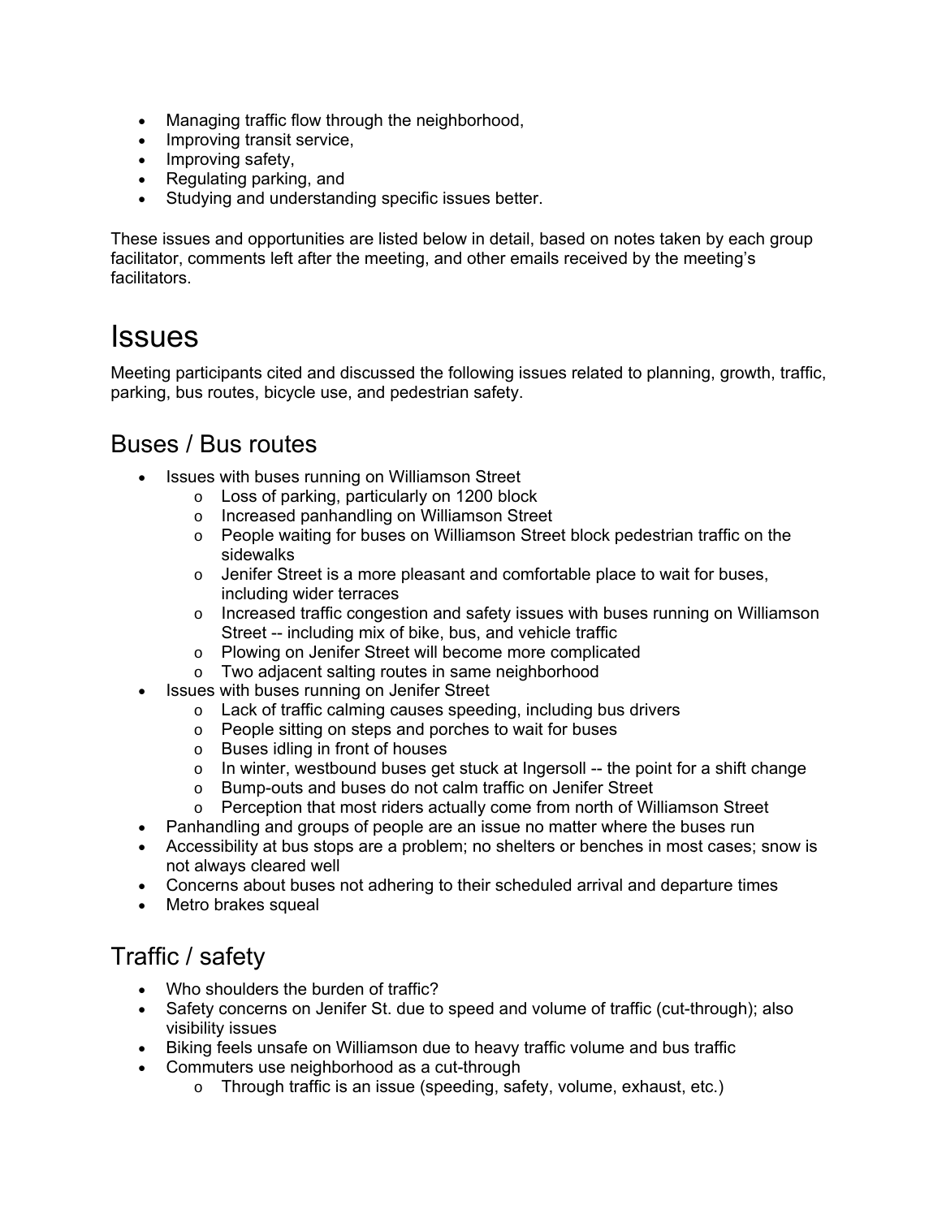- Managing traffic flow through the neighborhood,
- Improving transit service,
- Improving safety,
- Regulating parking, and
- Studying and understanding specific issues better.

These issues and opportunities are listed below in detail, based on notes taken by each group facilitator, comments left after the meeting, and other emails received by the meeting's facilitators.

# Issues

Meeting participants cited and discussed the following issues related to planning, growth, traffic, parking, bus routes, bicycle use, and pedestrian safety.

## Buses / Bus routes

- Issues with buses running on Williamson Street
  - Loss of parking, particularly on 1200 block
  - Increased panhandling on Williamson Street
  - People waiting for buses on Williamson Street block pedestrian traffic on the sidewalks
  - Jenifer Street is a more pleasant and comfortable place to wait for buses, including wider terraces
  - Increased traffic congestion and safety issues with buses running on Williamson Street -- including mix of bike, bus, and vehicle traffic
  - Plowing on Jenifer Street will become more complicated
  - Two adjacent salting routes in same neighborhood
- Issues with buses running on Jenifer Street
  - Lack of traffic calming causes speeding, including bus drivers
  - People sitting on steps and porches to wait for buses
  - Buses idling in front of houses
  - In winter, westbound buses get stuck at Ingersoll -- the point for a shift change
  - Bump-outs and buses do not calm traffic on Jenifer Street
  - Perception that most riders actually come from north of Williamson Street
- Panhandling and groups of people are an issue no matter where the buses run
- Accessibility at bus stops are a problem; no shelters or benches in most cases; snow is not always cleared well
- Concerns about buses not adhering to their scheduled arrival and departure times
- Metro brakes squeal

## Traffic / safety

- Who shoulders the burden of traffic?
- Safety concerns on Jenifer St. due to speed and volume of traffic (cut-through); also visibility issues
- Biking feels unsafe on Williamson due to heavy traffic volume and bus traffic
- Commuters use neighborhood as a cut-through
  - Through traffic is an issue (speeding, safety, volume, exhaust, etc.)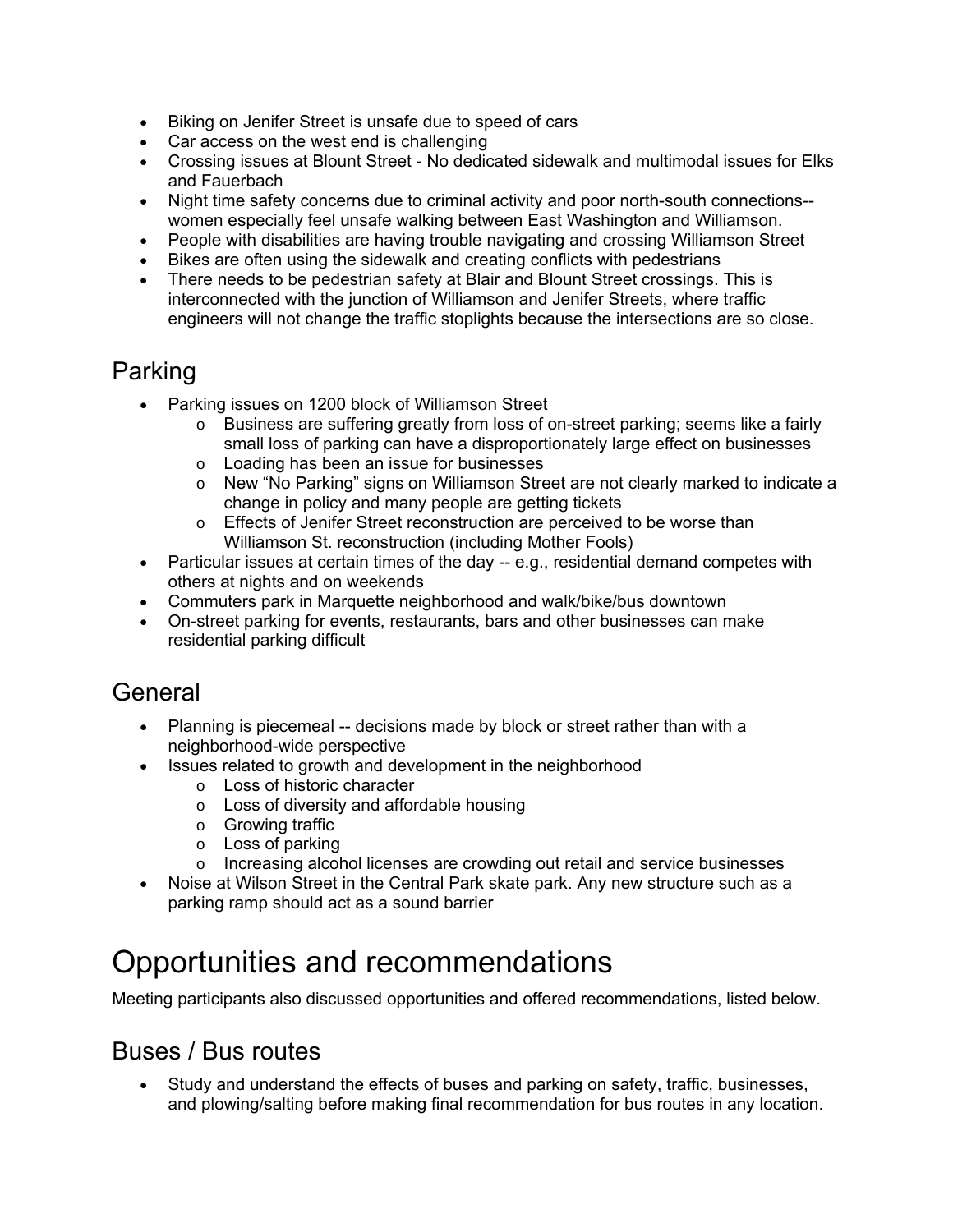- Biking on Jenifer Street is unsafe due to speed of cars
- Car access on the west end is challenging
- Crossing issues at Blount Street - No dedicated sidewalk and multimodal issues for Elks and Fauerbach
- Night time safety concerns due to criminal activity and poor north-south connections-- women especially feel unsafe walking between East Washington and Williamson.
- People with disabilities are having trouble navigating and crossing Williamson Street
- Bikes are often using the sidewalk and creating conflicts with pedestrians
- There needs to be pedestrian safety at Blair and Blount Street crossings. This is interconnected with the junction of Williamson and Jenifer Streets, where traffic engineers will not change the traffic stoplights because the intersections are so close.

## Parking

- Parking issues on 1200 block of Williamson Street
  - Business are suffering greatly from loss of on-street parking; seems like a fairly small loss of parking can have a disproportionately large effect on businesses
  - Loading has been an issue for businesses
  - New "No Parking" signs on Williamson Street are not clearly marked to indicate a change in policy and many people are getting tickets
  - Effects of Jenifer Street reconstruction are perceived to be worse than Williamson St. reconstruction (including Mother Fools)
- Particular issues at certain times of the day -- e.g., residential demand competes with others at nights and on weekends
- Commuters park in Marquette neighborhood and walk/bike/bus downtown
- On-street parking for events, restaurants, bars and other businesses can make residential parking difficult

## General

- Planning is piecemeal -- decisions made by block or street rather than with a neighborhood-wide perspective
- Issues related to growth and development in the neighborhood
  - Loss of historic character
  - Loss of diversity and affordable housing
  - Growing traffic
  - Loss of parking
  - Increasing alcohol licenses are crowding out retail and service businesses
- Noise at Wilson Street in the Central Park skate park. Any new structure such as a parking ramp should act as a sound barrier

# Opportunities and recommendations

Meeting participants also discussed opportunities and offered recommendations, listed below.

## Buses / Bus routes

- Study and understand the effects of buses and parking on safety, traffic, businesses, and plowing/salting before making final recommendation for bus routes in any location.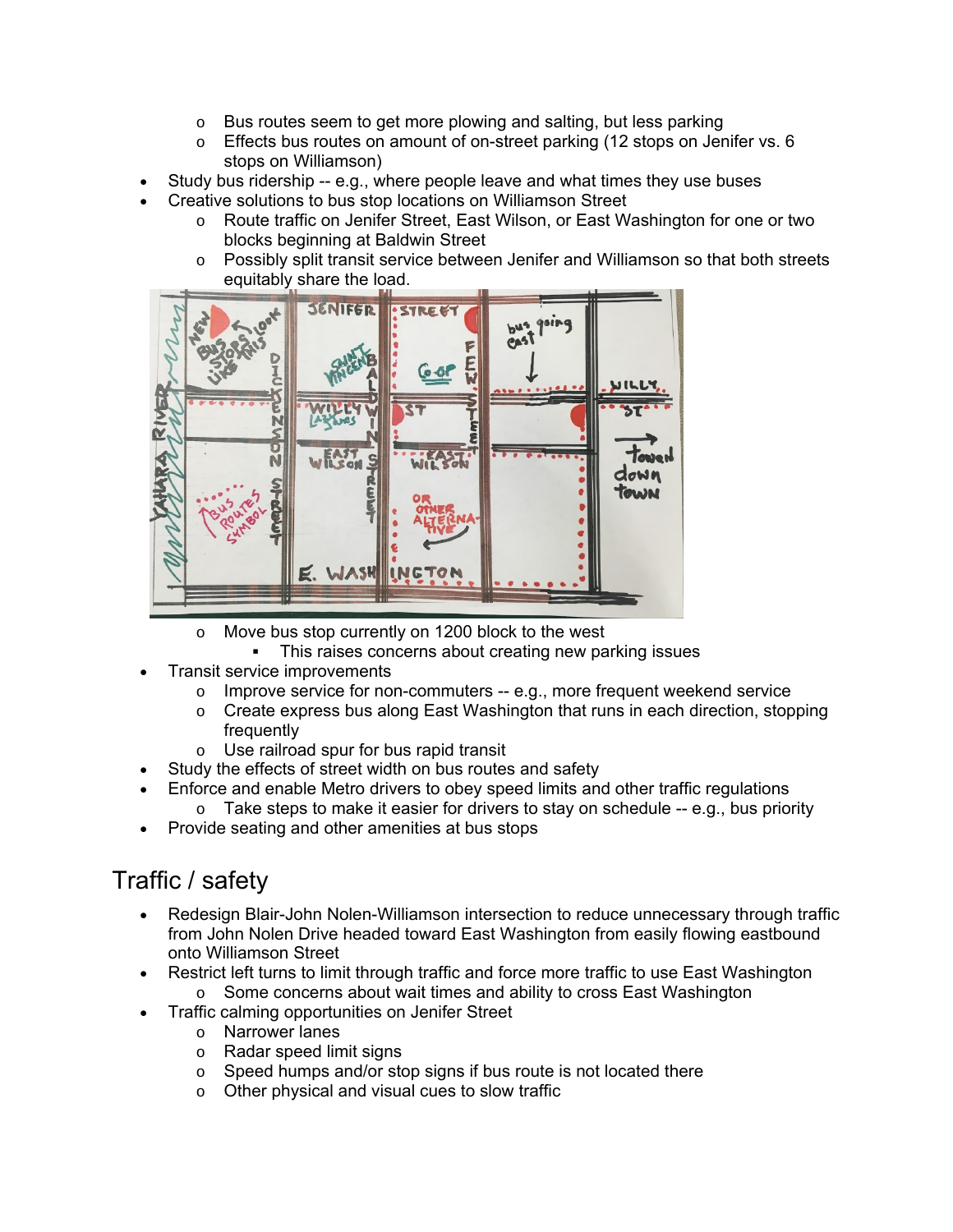- Bus routes seem to get more plowing and salting, but less parking
  - Effects bus routes on amount of on-street parking (12 stops on Jenifer vs. 6 stops on Williamson)
- Study bus ridership -- e.g., where people leave and what times they use buses
- Creative solutions to bus stop locations on Williamson Street
  - Route traffic on Jenifer Street, East Wilson, or East Washington for one or two blocks beginning at Baldwin Street
  - Possibly split transit service between Jenifer and Williamson so that both streets equitably share the load.

JENIFER STREET
NEW BUS STOPS LOOK LIKE THIS
SAINT VINCENT
CO-OP
FEW STREET
bus going east
WILLY ST
WILLY LAZY JANES
WILLY ST
EAST WILSON
EAST WILSON
toward down town
YAHARA RIVER
DICKINSON STREET
BALDWIN STREET
BUS ROUTES SYMBOL
OR OTHER ALTERNATIVE
E. WASHINGTON

  - Move bus stop currently on 1200 block to the west
    - This raises concerns about creating new parking issues
- Transit service improvements
  - Improve service for non-commuters -- e.g., more frequent weekend service
  - Create express bus along East Washington that runs in each direction, stopping frequently
  - Use railroad spur for bus rapid transit
- Study the effects of street width on bus routes and safety
- Enforce and enable Metro drivers to obey speed limits and other traffic regulations
  - Take steps to make it easier for drivers to stay on schedule -- e.g., bus priority
- Provide seating and other amenities at bus stops

## Traffic / safety

- Redesign Blair-John Nolen-Williamson intersection to reduce unnecessary through traffic from John Nolen Drive headed toward East Washington from easily flowing eastbound onto Williamson Street
- Restrict left turns to limit through traffic and force more traffic to use East Washington
  - Some concerns about wait times and ability to cross East Washington
- Traffic calming opportunities on Jenifer Street
  - Narrower lanes
  - Radar speed limit signs
  - Speed humps and/or stop signs if bus route is not located there
  - Other physical and visual cues to slow traffic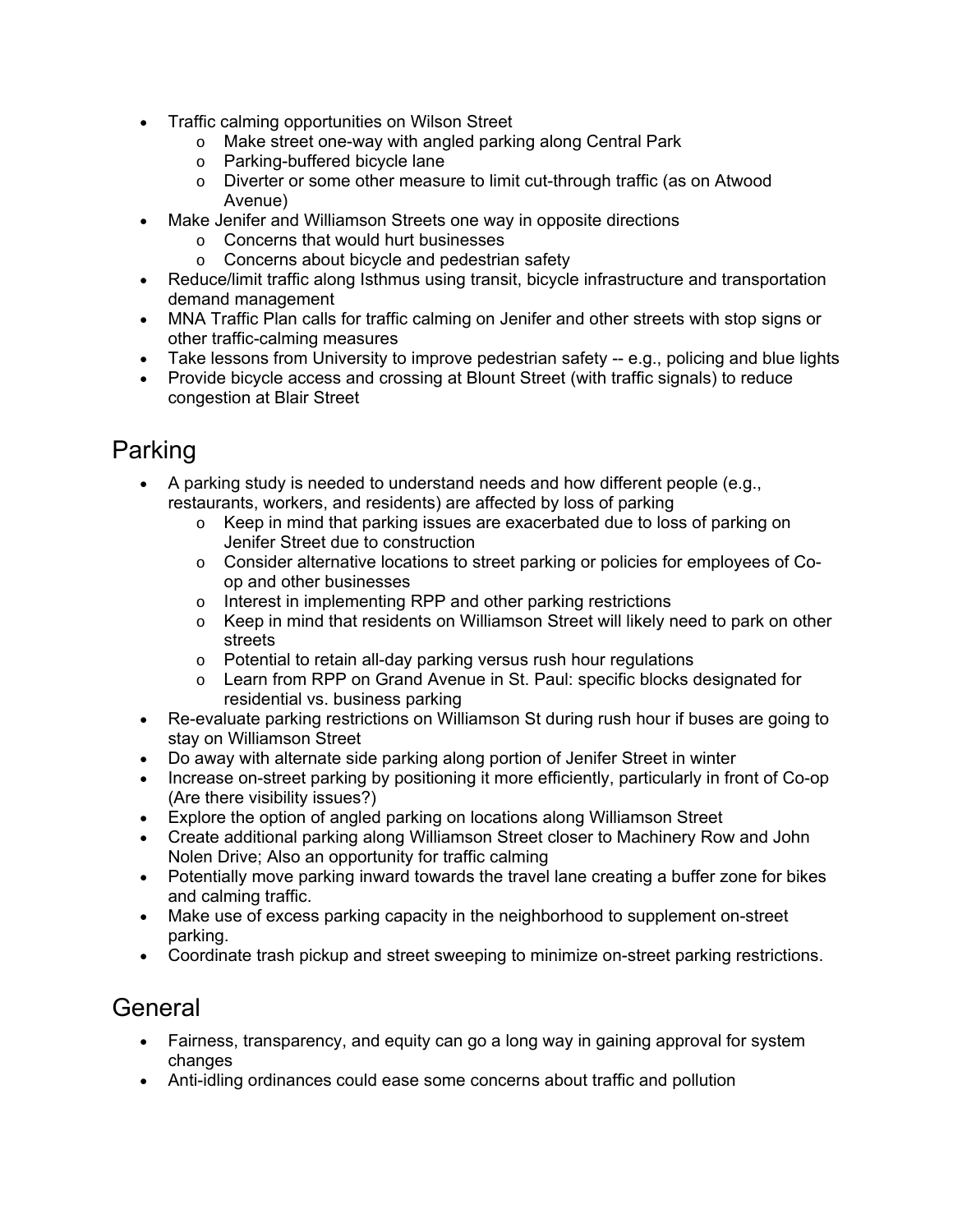- Traffic calming opportunities on Wilson Street
  - Make street one-way with angled parking along Central Park
  - Parking-buffered bicycle lane
  - Diverter or some other measure to limit cut-through traffic (as on Atwood Avenue)
- Make Jenifer and Williamson Streets one way in opposite directions
  - Concerns that would hurt businesses
  - Concerns about bicycle and pedestrian safety
- Reduce/limit traffic along Isthmus using transit, bicycle infrastructure and transportation demand management
- MNA Traffic Plan calls for traffic calming on Jenifer and other streets with stop signs or other traffic-calming measures
- Take lessons from University to improve pedestrian safety -- e.g., policing and blue lights
- Provide bicycle access and crossing at Blount Street (with traffic signals) to reduce congestion at Blair Street

## Parking

- A parking study is needed to understand needs and how different people (e.g., restaurants, workers, and residents) are affected by loss of parking
  - Keep in mind that parking issues are exacerbated due to loss of parking on Jenifer Street due to construction
  - Consider alternative locations to street parking or policies for employees of Co-op and other businesses
  - Interest in implementing RPP and other parking restrictions
  - Keep in mind that residents on Williamson Street will likely need to park on other streets
  - Potential to retain all-day parking versus rush hour regulations
  - Learn from RPP on Grand Avenue in St. Paul: specific blocks designated for residential vs. business parking
- Re-evaluate parking restrictions on Williamson St during rush hour if buses are going to stay on Williamson Street
- Do away with alternate side parking along portion of Jenifer Street in winter
- Increase on-street parking by positioning it more efficiently, particularly in front of Co-op (Are there visibility issues?)
- Explore the option of angled parking on locations along Williamson Street
- Create additional parking along Williamson Street closer to Machinery Row and John Nolen Drive; Also an opportunity for traffic calming
- Potentially move parking inward towards the travel lane creating a buffer zone for bikes and calming traffic.
- Make use of excess parking capacity in the neighborhood to supplement on-street parking.
- Coordinate trash pickup and street sweeping to minimize on-street parking restrictions.

## General

- Fairness, transparency, and equity can go a long way in gaining approval for system changes
- Anti-idling ordinances could ease some concerns about traffic and pollution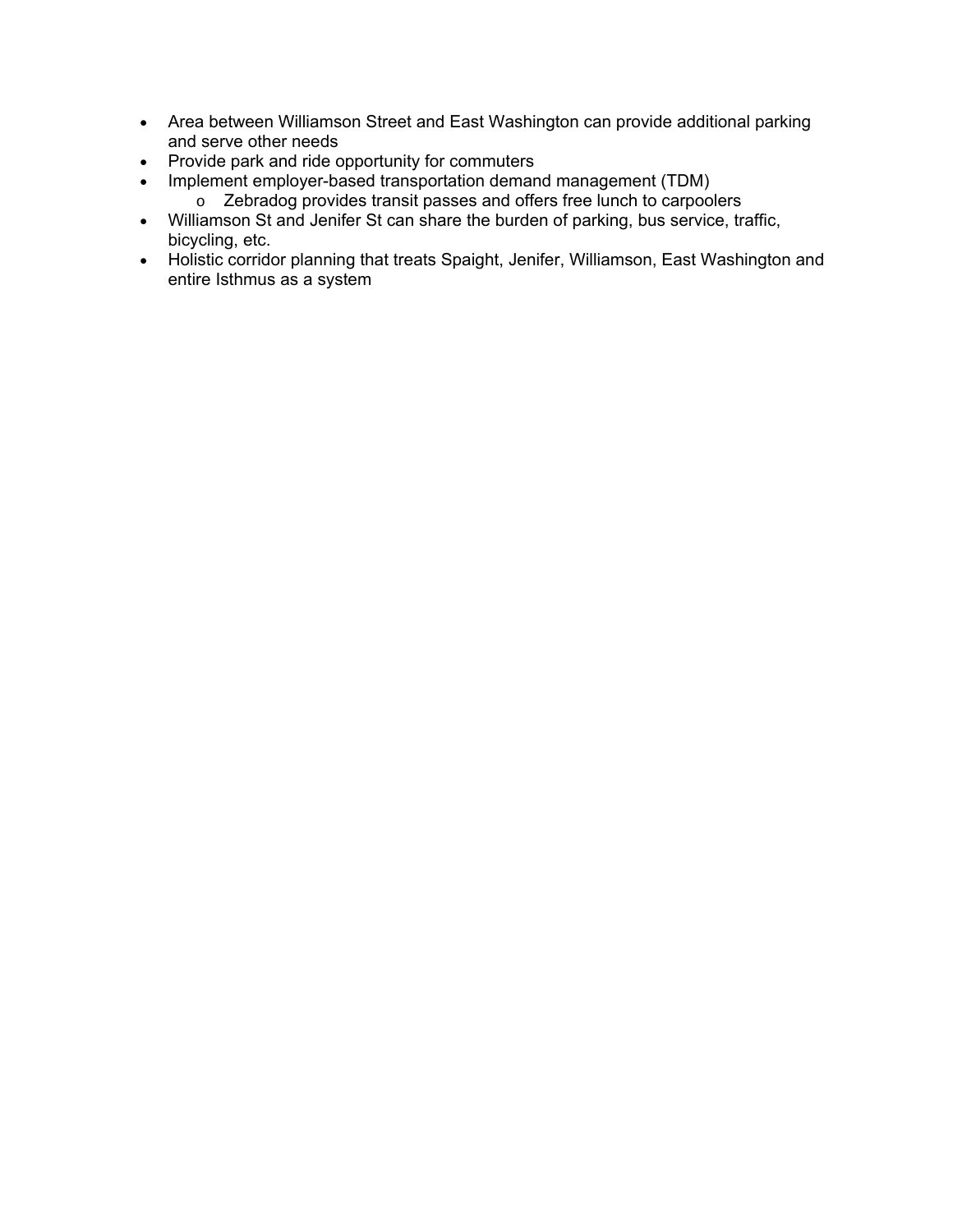- Area between Williamson Street and East Washington can provide additional parking and serve other needs
- Provide park and ride opportunity for commuters
- Implement employer-based transportation demand management (TDM)
  - Zebradog provides transit passes and offers free lunch to carpoolers
- Williamson St and Jenifer St can share the burden of parking, bus service, traffic, bicycling, etc.
- Holistic corridor planning that treats Spaight, Jenifer, Williamson, East Washington and entire Isthmus as a system